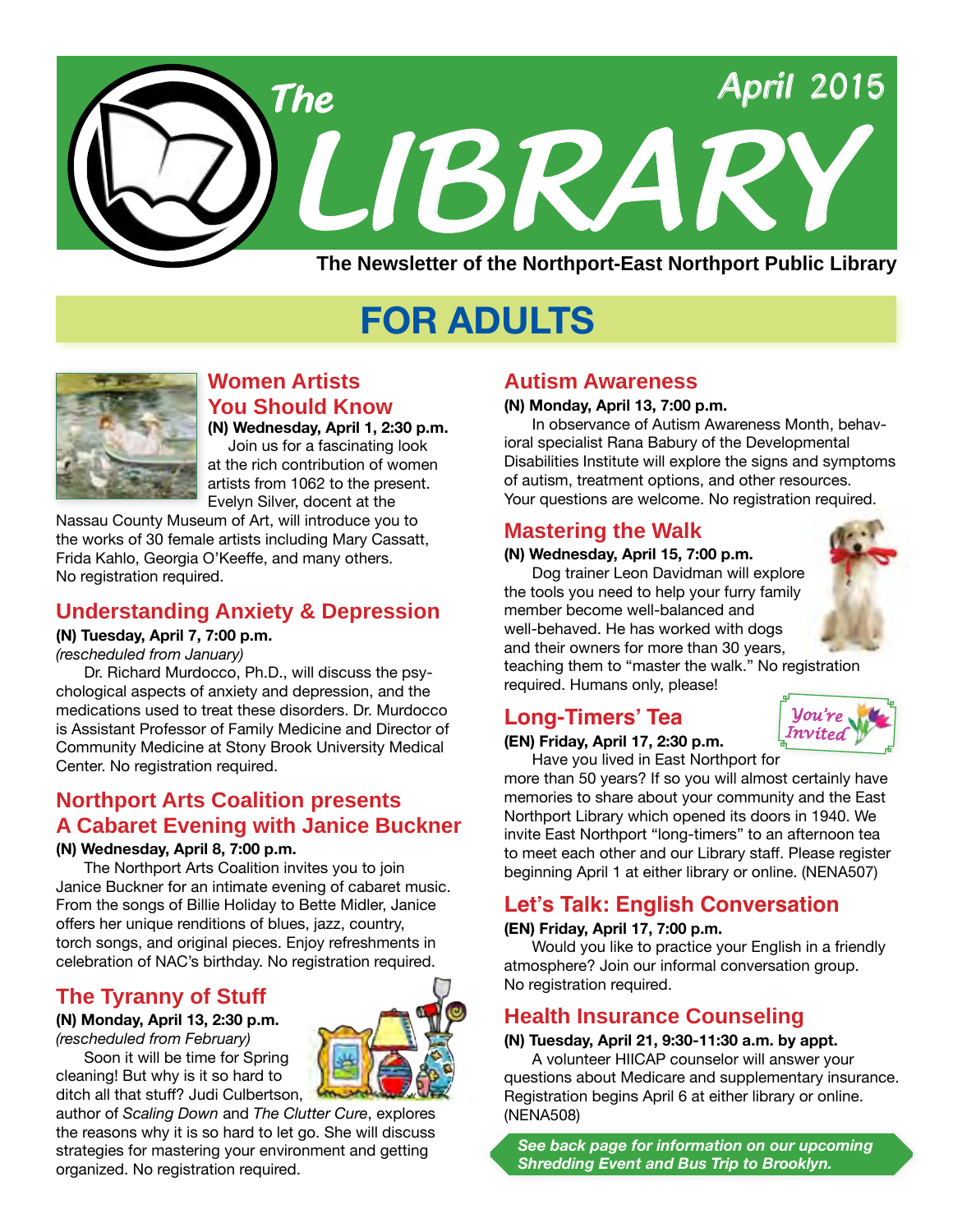# The LIBRARY

April 2015

**The Newsletter of the Northport-East Northport Public Library**

## FOR ADULTS

### Women Artists You Should Know

**(N) Wednesday, April 1, 2:30 p.m.**

Join us for a fascinating look at the rich contribution of women artists from 1062 to the present. Evelyn Silver, docent at the Nassau County Museum of Art, will introduce you to the works of 30 female artists including Mary Cassatt, Frida Kahlo, Georgia O'Keeffe, and many others. No registration required.

### Understanding Anxiety & Depression

**(N) Tuesday, April 7, 7:00 p.m.**

*(rescheduled from January)*

Dr. Richard Murdocco, Ph.D., will discuss the psychological aspects of anxiety and depression, and the medications used to treat these disorders. Dr. Murdocco is Assistant Professor of Family Medicine and Director of Community Medicine at Stony Brook University Medical Center. No registration required.

### Northport Arts Coalition presents A Cabaret Evening with Janice Buckner

**(N) Wednesday, April 8, 7:00 p.m.**

The Northport Arts Coalition invites you to join Janice Buckner for an intimate evening of cabaret music. From the songs of Billie Holiday to Bette Midler, Janice offers her unique renditions of blues, jazz, country, torch songs, and original pieces. Enjoy refreshments in celebration of NAC's birthday. No registration required.

### The Tyranny of Stuff

**(N) Monday, April 13, 2:30 p.m.**

*(rescheduled from February)*

Soon it will be time for Spring cleaning! But why is it so hard to ditch all that stuff? Judi Culbertson, author of *Scaling Down* and *The Clutter Cure*, explores the reasons why it is so hard to let go. She will discuss strategies for mastering your environment and getting organized. No registration required.

### Autism Awareness

**(N) Monday, April 13, 7:00 p.m.**

In observance of Autism Awareness Month, behavioral specialist Rana Babury of the Developmental Disabilities Institute will explore the signs and symptoms of autism, treatment options, and other resources. Your questions are welcome. No registration required.

### Mastering the Walk

**(N) Wednesday, April 15, 7:00 p.m.**

Dog trainer Leon Davidman will explore the tools you need to help your furry family member become well-balanced and well-behaved. He has worked with dogs and their owners for more than 30 years, teaching them to "master the walk." No registration required. Humans only, please!

### Long-Timers' Tea

You're Invited

**(EN) Friday, April 17, 2:30 p.m.**

Have you lived in East Northport for more than 50 years? If so you will almost certainly have memories to share about your community and the East Northport Library which opened its doors in 1940. We invite East Northport "long-timers" to an afternoon tea to meet each other and our Library staff. Please register beginning April 1 at either library or online. (NENA507)

### Let's Talk: English Conversation

**(EN) Friday, April 17, 7:00 p.m.**

Would you like to practice your English in a friendly atmosphere? Join our informal conversation group. No registration required.

### Health Insurance Counseling

**(N) Tuesday, April 21, 9:30-11:30 a.m. by appt.**

A volunteer HIICAP counselor will answer your questions about Medicare and supplementary insurance. Registration begins April 6 at either library or online. (NENA508)

***See back page for information on our upcoming Shredding Event and Bus Trip to Brooklyn.***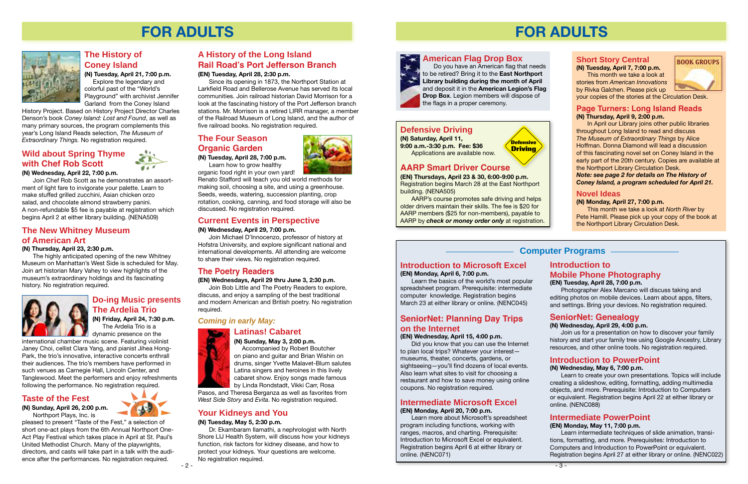# FOR ADULTS

## The History of Coney Island

**(N) Tuesday, April 21, 7:00 p.m.**

Explore the legendary and colorful past of the "World's Playground" with archivist Jennifer Garland from the Coney Island History Project. Based on History Project Director Charles Denson's book *Coney Island: Lost and Found*, as well as many primary sources, the program complements this year's Long Island Reads selection, *The Museum of Extraordinary Things*. No registration required.

## Wild about Spring Thyme with Chef Rob Scott

**(N) Wednesday, April 22, 7:00 p.m.**

Join Chef Rob Scott as he demonstrates an assortment of light fare to invigorate your palette. Learn to make stuffed grilled zucchini, Asian chicken orzo salad, and chocolate almond strawberry panini. A non-refundable $5 fee is payable at registration which begins April 2 at either library building. (NENA509)

## The New Whitney Museum of American Art

**(N) Thursday, April 23, 2:30 p.m.**

The highly anticipated opening of the new Whitney Museum on Manhattan's West Side is scheduled for May. Join art historian Mary Vahey to view highlights of the museum's extraordinary holdings and its fascinating history. No registration required.

## Do-ing Music presents The Ardelia Trio

**(N) Friday, April 24, 7:30 p.m.**

The Ardelia Trio is a dynamic presence on the international chamber music scene. Featuring violinist Janey Choi, cellist Clara Yang, and pianist Jihea Hong-Park, the trio's innovative, interactive concerts enthrall their audiences. The trio's members have performed in such venues as Carnegie Hall, Lincoln Center, and Tanglewood. Meet the performers and enjoy refreshments following the performance. No registration required.

## Taste of the Fest

**(N) Sunday, April 26, 2:00 p.m.**

Northport Plays, Inc. is pleased to present "Taste of the Fest," a selection of short one-act plays from the 6th Annual Northport One-Act Play Festival which takes place in April at St. Paul's United Methodist Church. Many of the playwrights, directors, and casts will take part in a talk with the audience after the performances. No registration required.

## A History of the Long Island Rail Road's Port Jefferson Branch

**(EN) Tuesday, April 28, 2:30 p.m.**

Since its opening in 1873, the Northport Station at Larkfield Road and Bellerose Avenue has served its local communities. Join railroad historian David Morrison for a look at the fascinating history of the Port Jefferson branch stations. Mr. Morrison is a retired LIRR manager, a member of the Railroad Museum of Long Island, and the author of five railroad books. No registration required.

## The Four Season Organic Garden

**(N) Tuesday, April 28, 7:00 p.m.**

Learn how to grow healthy organic food right in your own yard! Renato Stafford will teach you old world methods for making soil, choosing a site, and using a greenhouse. Seeds, weeds, watering, succession planting, crop rotation, cooking, canning, and food storage will also be discussed. No registration required.

## Current Events in Perspective

**(N) Wednesday, April 29, 7:00 p.m.**

Join Michael D'Innocenzo, professor of history at Hofstra University, and explore significant national and international developments. All attending are welcome to share their views. No registration required.

## The Poetry Readers

**(EN) Wednesdays, April 29 thru June 3, 2:30 p.m.**

Join Bob Little and The Poetry Readers to explore, discuss, and enjoy a sampling of the best traditional and modern American and British poetry. No registration required.

*Coming in early May:*

## Latinas! Cabaret

**(N) Sunday, May 3, 2:00 p.m.**

Accompanied by Robert Boutcher on piano and guitar and Brian Wishin on drums, singer Yvette Malavet-Blum salutes Latina singers and heroines in this lively cabaret show. Enjoy songs made famous by Linda Rondstadt, Vikki Carr, Rosa Pasos, and Theresa Berganza as well as favorites from *West Side Story* and *Evita*. No registration required.

## Your Kidneys and You

**(N) Tuesday, May 5, 2:30 p.m.**

Dr. Ekambaram Ilamathi, a nephrologist with North Shore LIJ Health System, will discuss how your kidneys function, risk factors for kidney disease, and how to protect your kidneys. Your questions are welcome. No registration required.

# FOR ADULTS

## American Flag Drop Box

Do you have an American flag that needs to be retired? Bring it to the **East Northport Library building during the month of April** and deposit it in the **American Legion's Flag Drop Box**. Legion members will dispose of the flags in a proper ceremony.

## Defensive Driving

**(N) Saturday, April 11, 9:00 a.m.-3:30 p.m. Fee: $36**

Applications are available now.

## AARP Smart Driver Course

**(EN) Thursdays, April 23 & 30, 6:00-9:00 p.m.**

Registration begins March 28 at the East Northport building. (NENA505)

AARP's course promotes safe driving and helps older drivers maintain their skills. The fee is $20 for AARP members ($25 for non-members), payable to AARP by ***check or money order only*** at registration.

## BOOK GROUPS

### Short Story Central

**(N) Tuesday, April 7, 7:00 p.m.**

This month we take a look at stories from *American Innovations* by Rivka Galchen. Please pick up your copies of the stories at the Circulation Desk.

### Page Turners: Long Island Reads

**(N) Thursday, April 9, 7:00 p.m.**

In April our Library joins other public libraries throughout Long Island to read and discuss *The Museum of Extraordinary Things* by Alice Hoffman. Donna Diamond will lead a discussion of this fascinating novel set on Coney Island in the early part of the 20th century. Copies are available at the Northport Library Circulation Desk.

***Note: see page 2 for details on The History of Coney Island, a program scheduled for April 21.***

### Novel Ideas

**(N) Monday, April 27, 7:00 p.m.**

This month we take a look at *North River* by Pete Hamill. Please pick up your copy of the book at the Northport Library Circulation Desk.

## Computer Programs

### Introduction to Microsoft Excel

**(EN) Monday, April 6, 7:00 p.m.**

Learn the basics of the world's most popular spreadsheet program. Prerequisite: intermediate computer knowledge. Registration begins March 23 at either library or online. (NENC045)

### SeniorNet: Planning Day Trips on the Internet

**(EN) Wednesday, April 15, 4:00 p.m.**

Did you know that you can use the Internet to plan local trips? Whatever your interest—museums, theater, concerts, gardens, or sightseeing—you'll find dozens of local events. Also learn what sites to visit for choosing a restaurant and how to save money using online coupons. No registration required.

### Intermediate Microsoft Excel

**(EN) Monday, April 20, 7:00 p.m.**

Learn more about Microsoft's spreadsheet program including functions, working with ranges, macros, and charting. Prerequisite: Introduction to Microsoft Excel or equivalent. Registration begins April 6 at either library or online. (NENC071)

### Introduction to Mobile Phone Photography

**(EN) Tuesday, April 28, 7:00 p.m.**

Photographer Alex Marcano will discuss taking and editing photos on mobile devices. Learn about apps, filters, and settings. Bring your devices. No registration required.

### SeniorNet: Genealogy

**(N) Wednesday, April 29, 4:00 p.m.**

Join us for a presentation on how to discover your family history and start your family tree using Google Ancestry, Library resources, and other online tools. No registration required.

### Introduction to PowerPoint

**(N) Wednesday, May 6, 7:00 p.m.**

Learn to create your own presentations. Topics will include creating a slideshow, editing, formatting, adding multimedia objects, and more. Prerequisite: Introduction to Computers or equivalent. Registration begins April 22 at either library or online. (NENC088)

### Intermediate PowerPoint

**(EN) Monday, May 11, 7:00 p.m.**

Learn intermediate techniques of slide animation, transitions, formatting, and more. Prerequisites: Introduction to Computers and Introduction to PowerPoint or equivalent. Registration begins April 27 at either library or online. (NENC022)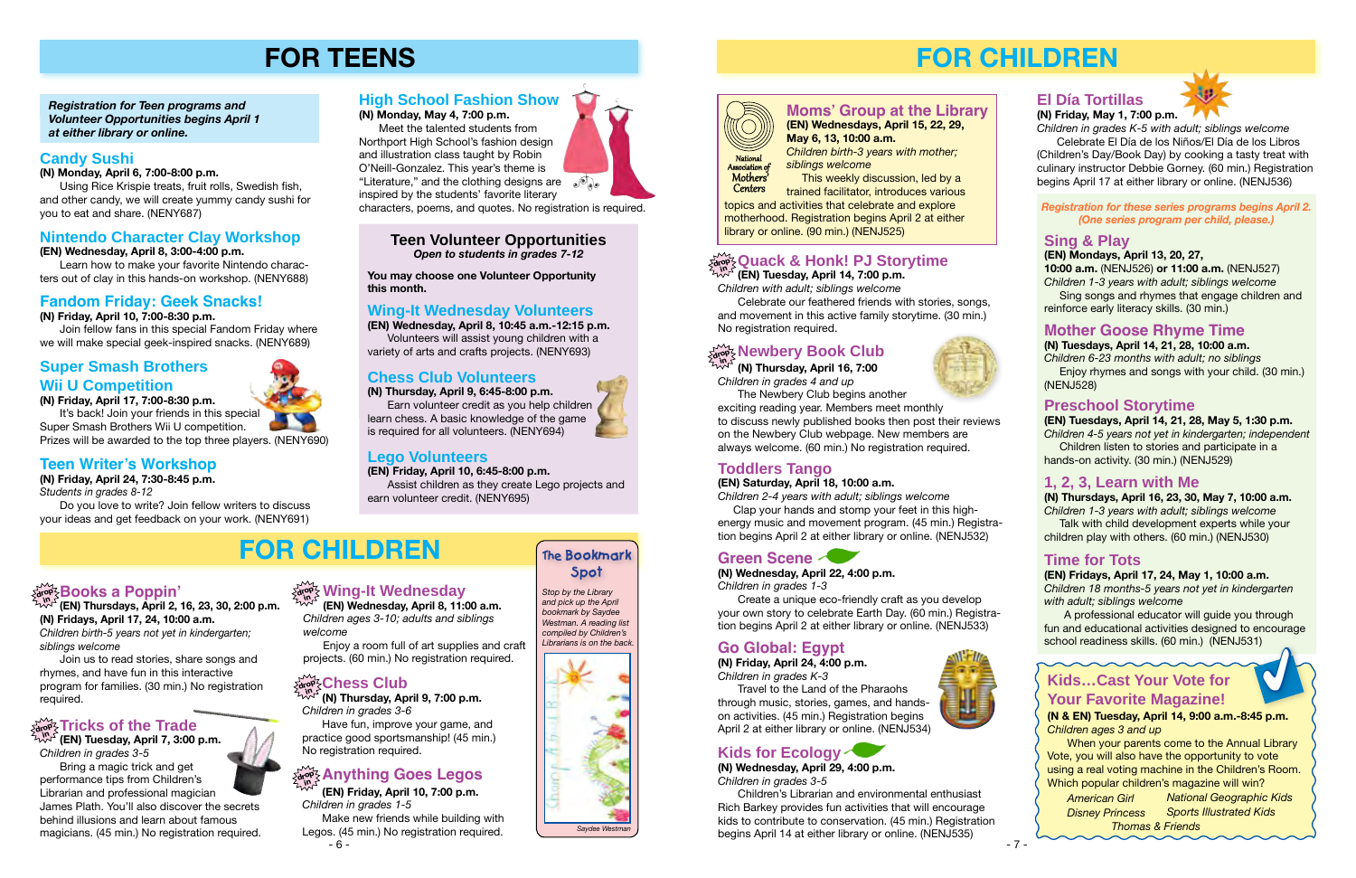# FOR TEENS

***Registration for Teen programs and Volunteer Opportunities begins April 1 at either library or online.***

## Candy Sushi

**(N) Monday, April 6, 7:00-8:00 p.m.**

Using Rice Krispie treats, fruit rolls, Swedish fish, and other candy, we will create yummy candy sushi for you to eat and share. (NENY687)

## Nintendo Character Clay Workshop

**(EN) Wednesday, April 8, 3:00-4:00 p.m.**

Learn how to make your favorite Nintendo characters out of clay in this hands-on workshop. (NENY688)

## Fandom Friday: Geek Snacks!

**(N) Friday, April 10, 7:00-8:30 p.m.**

Join fellow fans in this special Fandom Friday where we will make special geek-inspired snacks. (NENY689)

## Super Smash Brothers Wii U Competition

**(N) Friday, April 17, 7:00-8:30 p.m.**

It's back! Join your friends in this special Super Smash Brothers Wii U competition. Prizes will be awarded to the top three players. (NENY690)

## Teen Writer's Workshop

**(N) Friday, April 24, 7:30-8:45 p.m.**

*Students in grades 8-12*

Do you love to write? Join fellow writers to discuss your ideas and get feedback on your work. (NENY691)

## High School Fashion Show

**(N) Monday, May 4, 7:00 p.m.**

Meet the talented students from Northport High School's fashion design and illustration class taught by Robin O'Neill-Gonzalez. This year's theme is "Literature," and the clothing designs are inspired by the students' favorite literary characters, poems, and quotes. No registration is required.

### Teen Volunteer Opportunities

***Open to students in grades 7-12***

**You may choose one Volunteer Opportunity this month.**

## Wing-It Wednesday Volunteers

**(EN) Wednesday, April 8, 10:45 a.m.-12:15 p.m.**

Volunteers will assist young children with a variety of arts and crafts projects. (NENY693)

## Chess Club Volunteers

**(N) Thursday, April 9, 6:45-8:00 p.m.**

Earn volunteer credit as you help children learn chess. A basic knowledge of the game is required for all volunteers. (NENY694)

## Lego Volunteers

**(EN) Friday, April 10, 6:45-8:00 p.m.**

Assist children as they create Lego projects and earn volunteer credit. (NENY695)

# FOR CHILDREN

## Books a Poppin'

**(EN) Thursdays, April 2, 16, 23, 30, 2:00 p.m.**
**(N) Fridays, April 17, 24, 10:00 a.m.**

*Children birth-5 years not yet in kindergarten; siblings welcome*

Join us to read stories, share songs and rhymes, and have fun in this interactive program for families. (30 min.) No registration required.

## Tricks of the Trade

**(EN) Tuesday, April 7, 3:00 p.m.**

*Children in grades 3-5*

Bring a magic trick and get performance tips from Children's Librarian and professional magician James Plath. You'll also discover the secrets behind illusions and learn about famous magicians. (45 min.) No registration required.

## Wing-It Wednesday

**(EN) Wednesday, April 8, 11:00 a.m.**

*Children ages 3-10; adults and siblings welcome*

Enjoy a room full of art supplies and craft projects. (60 min.) No registration required.

## Chess Club

**(N) Thursday, April 9, 7:00 p.m.**

*Children in grades 3-6*

Have fun, improve your game, and practice good sportsmanship! (45 min.) No registration required.

## Anything Goes Legos

**(EN) Friday, April 10, 7:00 p.m.**

*Children in grades 1-5*

Make new friends while building with Legos. (45 min.) No registration required.

### The Bookmark Spot

*Stop by the Library and pick up the April bookmark by Saydee Westman. A reading list compiled by Children's Librarians is on the back.*

Saydee Westman

# FOR CHILDREN

## Moms' Group at the Library

**(EN) Wednesdays, April 15, 22, 29, May 6, 13, 10:00 a.m.**

*Children birth-3 years with mother; siblings welcome*

This weekly discussion, led by a trained facilitator, introduces various topics and activities that celebrate and explore motherhood. Registration begins April 2 at either library or online. (90 min.) (NENJ525)

## Quack & Honk! PJ Storytime

**(EN) Tuesday, April 14, 7:00 p.m.**

*Children with adult; siblings welcome*

Celebrate our feathered friends with stories, songs, and movement in this active family storytime. (30 min.) No registration required.

## Newbery Book Club

**(N) Thursday, April 16, 7:00**

*Children in grades 4 and up*

The Newbery Club begins another exciting reading year. Members meet monthly to discuss newly published books then post their reviews on the Newbery Club webpage. New members are always welcome. (60 min.) No registration required.

## Toddlers Tango

**(EN) Saturday, April 18, 10:00 a.m.**

*Children 2-4 years with adult; siblings welcome*

Clap your hands and stomp your feet in this high-energy music and movement program. (45 min.) Registration begins April 2 at either library or online. (NENJ532)

## Green Scene

**(N) Wednesday, April 22, 4:00 p.m.**

*Children in grades 1-3*

Create a unique eco-friendly craft as you develop your own story to celebrate Earth Day. (60 min.) Registration begins April 2 at either library or online. (NENJ533)

## Go Global: Egypt

**(N) Friday, April 24, 4:00 p.m.**

*Children in grades K-3*

Travel to the Land of the Pharaohs through music, stories, games, and hands-on activities. (45 min.) Registration begins April 2 at either library or online. (NENJ534)

## Kids for Ecology

**(N) Wednesday, April 29, 4:00 p.m.**

*Children in grades 3-5*

Children's Librarian and environmental enthusiast Rich Barkey provides fun activities that will encourage kids to contribute to conservation. (45 min.) Registration begins April 14 at either library or online. (NENJ535)

## El Día Tortillas

**(N) Friday, May 1, 7:00 p.m.**

*Children in grades K-5 with adult; siblings welcome*

Celebrate El Día de los Niños/El Día de los Libros (Children's Day/Book Day) by cooking a tasty treat with culinary instructor Debbie Gorney. (60 min.) Registration begins April 17 at either library or online. (NENJ536)

*Registration for these series programs begins April 2. (One series program per child, please.)*

## Sing & Play

**(EN) Mondays, April 13, 20, 27, 10:00 a.m.** (NENJ526) **or 11:00 a.m.** (NENJ527)

*Children 1-3 years with adult; siblings welcome*

Sing songs and rhymes that engage children and reinforce early literacy skills. (30 min.)

## Mother Goose Rhyme Time

**(N) Tuesdays, April 14, 21, 28, 10:00 a.m.**

*Children 6-23 months with adult; no siblings*

Enjoy rhymes and songs with your child. (30 min.) (NENJ528)

## Preschool Storytime

**(EN) Tuesdays, April 14, 21, 28, May 5, 1:30 p.m.**

*Children 4-5 years not yet in kindergarten; independent*

Children listen to stories and participate in a hands-on activity. (30 min.) (NENJ529)

## 1, 2, 3, Learn with Me

**(N) Thursdays, April 16, 23, 30, May 7, 10:00 a.m.**

*Children 1-3 years with adult; siblings welcome*

Talk with child development experts while your children play with others. (60 min.) (NENJ530)

## Time for Tots

**(EN) Fridays, April 17, 24, May 1, 10:00 a.m.**

*Children 18 months-5 years not yet in kindergarten with adult; siblings welcome*

A professional educator will guide you through fun and educational activities designed to encourage school readiness skills. (60 min.) (NENJ531)

## Kids…Cast Your Vote for Your Favorite Magazine!

**(N & EN) Tuesday, April 14, 9:00 a.m.-8:45 p.m.**

*Children ages 3 and up*

When your parents come to the Annual Library Vote, you will also have the opportunity to vote using a real voting machine in the Children's Room. Which popular children's magazine will win?

*American Girl* · *National Geographic Kids* · *Disney Princess* · *Sports Illustrated Kids* · *Thomas & Friends*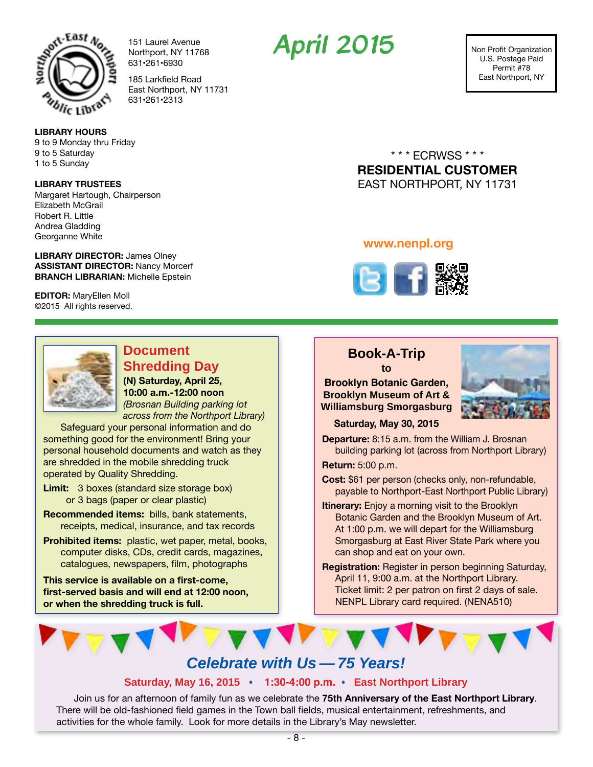151 Laurel Avenue
Northport, NY 11768
631•261•6930

185 Larkfield Road
East Northport, NY 11731
631•261•2313

# April 2015

Non Profit Organization
U.S. Postage Paid
Permit #78
East Northport, NY

**LIBRARY HOURS**
9 to 9 Monday thru Friday
9 to 5 Saturday
1 to 5 Sunday

**LIBRARY TRUSTEES**
Margaret Hartough, Chairperson
Elizabeth McGrail
Robert R. Little
Andrea Gladding
Georganne White

**LIBRARY DIRECTOR:** James Olney
**ASSISTANT DIRECTOR:** Nancy Morcerf
**BRANCH LIBRARIAN:** Michelle Epstein

**EDITOR:** MaryEllen Moll
©2015 All rights reserved.

\* \* \* ECRWSS \* \* \*
**RESIDENTIAL CUSTOMER**
EAST NORTHPORT, NY 11731

**www.nenpl.org**

## Document Shredding Day

**(N) Saturday, April 25, 10:00 a.m.-12:00 noon**
*(Brosnan Building parking lot across from the Northport Library)*

Safeguard your personal information and do something good for the environment! Bring your personal household documents and watch as they are shredded in the mobile shredding truck operated by Quality Shredding.

**Limit:** 3 boxes (standard size storage box) or 3 bags (paper or clear plastic)

**Recommended items:** bills, bank statements, receipts, medical, insurance, and tax records

**Prohibited items:** plastic, wet paper, metal, books, computer disks, CDs, credit cards, magazines, catalogues, newspapers, film, photographs

**This service is available on a first-come, first-served basis and will end at 12:00 noon, or when the shredding truck is full.**

## Book-A-Trip to Brooklyn Botanic Garden, Brooklyn Museum of Art & Williamsburg Smorgasburg

**Saturday, May 30, 2015**

**Departure:** 8:15 a.m. from the William J. Brosnan building parking lot (across from Northport Library)

**Return:** 5:00 p.m.

**Cost:** $61 per person (checks only, non-refundable, payable to Northport-East Northport Public Library)

**Itinerary:** Enjoy a morning visit to the Brooklyn Botanic Garden and the Brooklyn Museum of Art. At 1:00 p.m. we will depart for the Williamsburg Smorgasburg at East River State Park where you can shop and eat on your own.

**Registration:** Register in person beginning Saturday, April 11, 9:00 a.m. at the Northport Library. Ticket limit: 2 per patron on first 2 days of sale. NENPL Library card required. (NENA510)

## *Celebrate with Us — 75 Years!*

**Saturday, May 16, 2015 • 1:30-4:00 p.m. • East Northport Library**

Join us for an afternoon of family fun as we celebrate the **75th Anniversary of the East Northport Library**. There will be old-fashioned field games in the Town ball fields, musical entertainment, refreshments, and activities for the whole family. Look for more details in the Library's May newsletter.